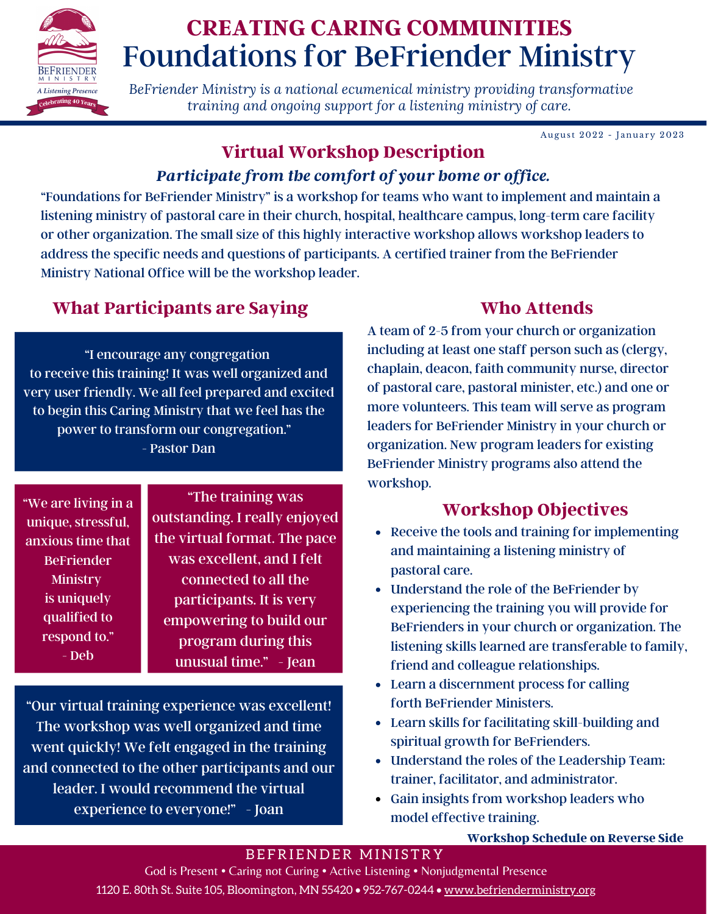# CREATING CARING COMMUNITIES
# Foundations for BeFriender Ministry

*BeFriender Ministry is a national ecumenical ministry providing transformative training and ongoing support for a listening ministry of care.*

August 2022 - January 2023

## Virtual Workshop Description

### *Participate from the comfort of your home or office.*

"Foundations for BeFriender Ministry" is a workshop for teams who want to implement and maintain a listening ministry of pastoral care in their church, hospital, healthcare campus, long-term care facility or other organization. The small size of this highly interactive workshop allows workshop leaders to address the specific needs and questions of participants. A certified trainer from the BeFriender Ministry National Office will be the workshop leader.

## What Participants are Saying

"I encourage any congregation to receive this training! It was well organized and very user friendly. We all feel prepared and excited to begin this Caring Ministry that we feel has the power to transform our congregation."
- Pastor Dan

"We are living in a unique, stressful, anxious time that BeFriender Ministry is uniquely qualified to respond to."
- Deb

"The training was outstanding. I really enjoyed the virtual format. The pace was excellent, and I felt connected to all the participants. It is very empowering to build our program during this unusual time." - Jean

"Our virtual training experience was excellent! The workshop was well organized and time went quickly! We felt engaged in the training and connected to the other participants and our leader. I would recommend the virtual experience to everyone!" - Joan

## Who Attends

A team of 2-5 from your church or organization including at least one staff person such as (clergy, chaplain, deacon, faith community nurse, director of pastoral care, pastoral minister, etc.) and one or more volunteers. This team will serve as program leaders for BeFriender Ministry in your church or organization. New program leaders for existing BeFriender Ministry programs also attend the workshop.

## Workshop Objectives

- Receive the tools and training for implementing and maintaining a listening ministry of pastoral care.
- Understand the role of the BeFriender by experiencing the training you will provide for BeFrienders in your church or organization. The listening skills learned are transferable to family, friend and colleague relationships.
- Learn a discernment process for calling forth BeFriender Ministers.
- Learn skills for facilitating skill-building and spiritual growth for BeFrienders.
- Understand the roles of the Leadership Team: trainer, facilitator, and administrator.
- Gain insights from workshop leaders who model effective training.

**Workshop Schedule on Reverse Side**

BEFRIENDER MINISTRY

God is Present • Caring not Curing • Active Listening • Nonjudgmental Presence

1120 E. 80th St. Suite 105, Bloomington, MN 55420 • 952-767-0244 • www.befrienderministry.org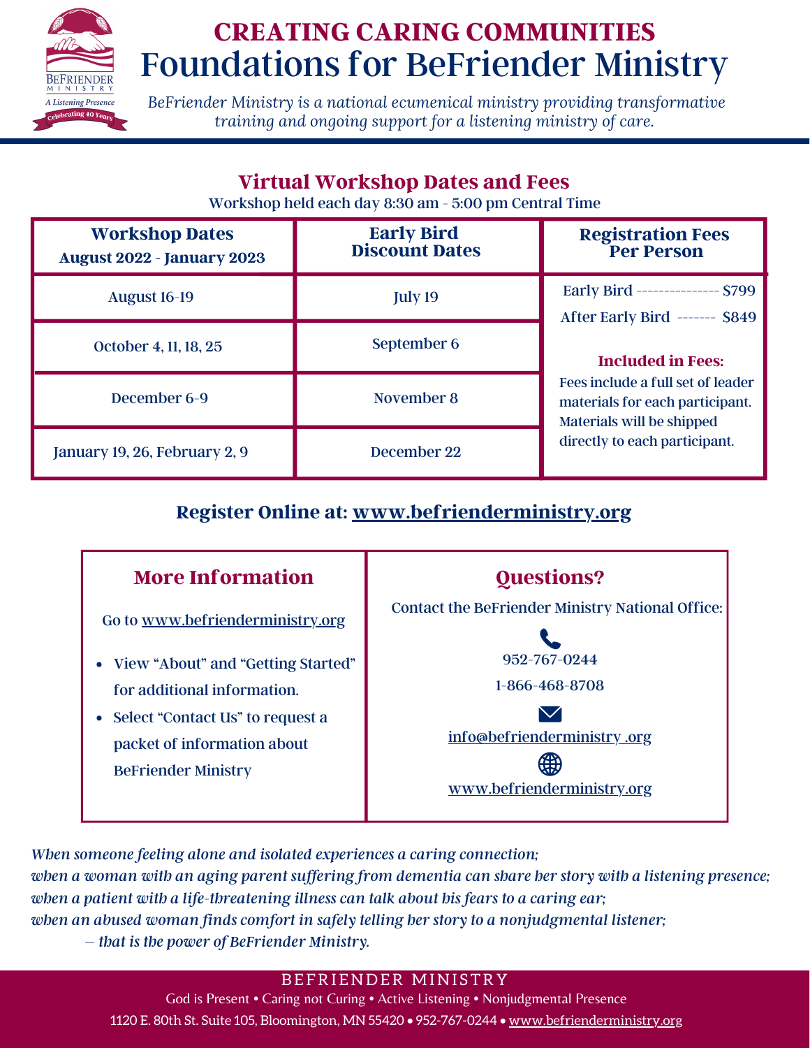BeFriender Ministry
A Listening Presence
Celebrating 40 Years

# CREATING CARING COMMUNITIES
# Foundations for BeFriender Ministry

*BeFriender Ministry is a national ecumenical ministry providing transformative training and ongoing support for a listening ministry of care.*

## Virtual Workshop Dates and Fees

Workshop held each day 8:30 am - 5:00 pm Central Time

| Workshop Dates August 2022 - January 2023 | Early Bird Discount Dates | Registration Fees Per Person |
|---|---|---|
| August 16-19 | July 19 | Early Bird --------------- $799<br>After Early Bird ------- $849 |
| October 4, 11, 18, 25 | September 6 | **Included in Fees:**<br>Fees include a full set of leader materials for each participant. Materials will be shipped directly to each participant. |
| December 6-9 | November 8 | |
| January 19, 26, February 2, 9 | December 22 | |

## Register Online at: www.befrienderministry.org

### More Information

Go to www.befrienderministry.org

- View "About" and "Getting Started" for additional information.
- Select "Contact Us" to request a packet of information about BeFriender Ministry

### Questions?

Contact the BeFriender Ministry National Office:

952-767-0244

1-866-468-8708

info@befrienderministry .org

www.befrienderministry.org

*When someone feeling alone and isolated experiences a caring connection;*
*when a woman with an aging parent suffering from dementia can share her story with a listening presence;*
*when a patient with a life-threatening illness can talk about his fears to a caring ear;*
*when an abused woman finds comfort in safely telling her story to a nonjudgmental listener;*
*– that is the power of BeFriender Ministry.*

BEFRIENDER MINISTRY

God is Present • Caring not Curing • Active Listening • Nonjudgmental Presence

1120 E. 80th St. Suite 105, Bloomington, MN 55420 • 952-767-0244 • www.befrienderministry.org